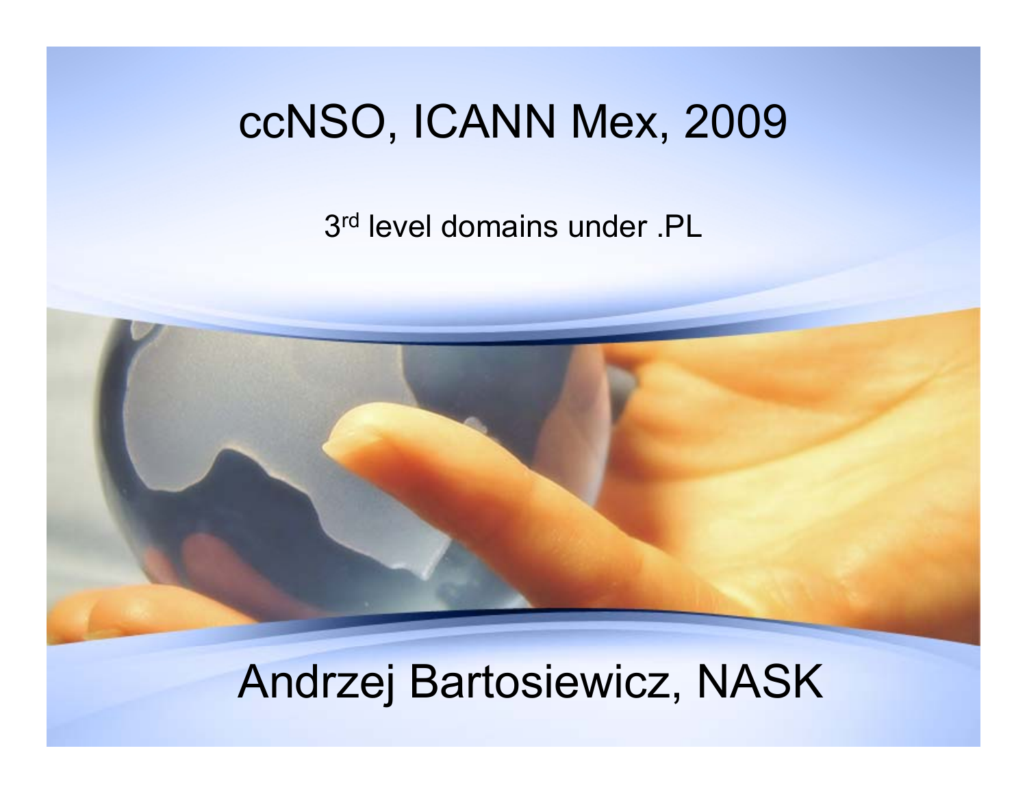# ccNSO, ICANN Mex, 2009

3rd level domains under .PL

Andrzej Bartosiewicz, NASK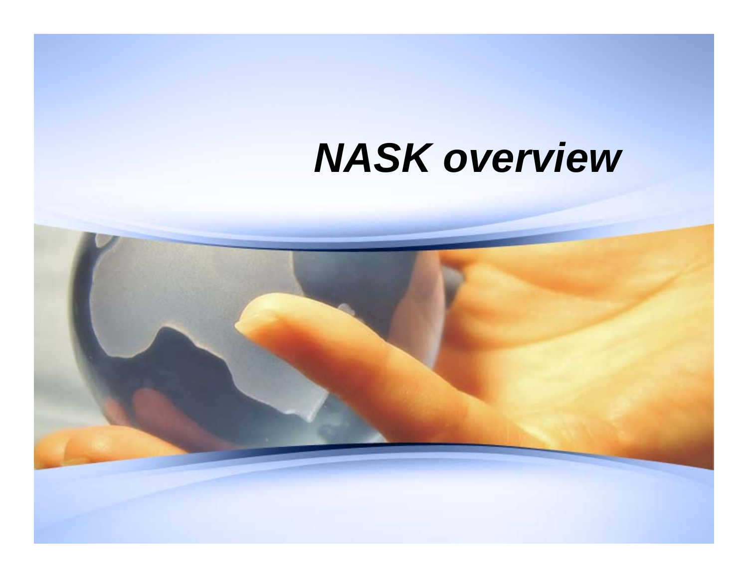# *NASK overview*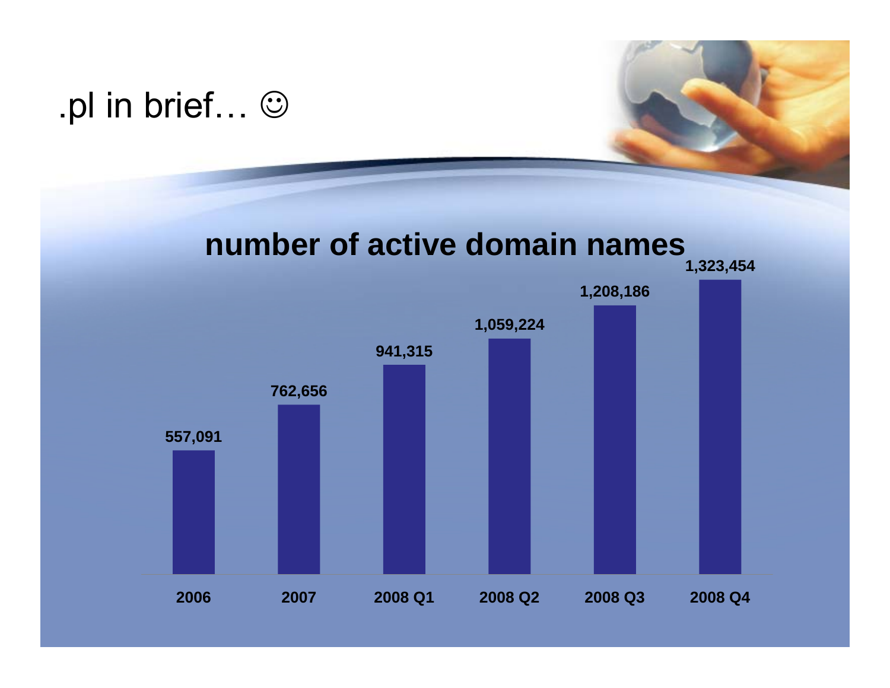# .pl in brief… ☺

## number of active domain names

| Period | Number of active domain names |
| --- | --- |
| 2006 | 557,091 |
| 2007 | 762,656 |
| 2008 Q1 | 941,315 |
| 2008 Q2 | 1,059,224 |
| 2008 Q3 | 1,208,186 |
| 2008 Q4 | 1,323,454 |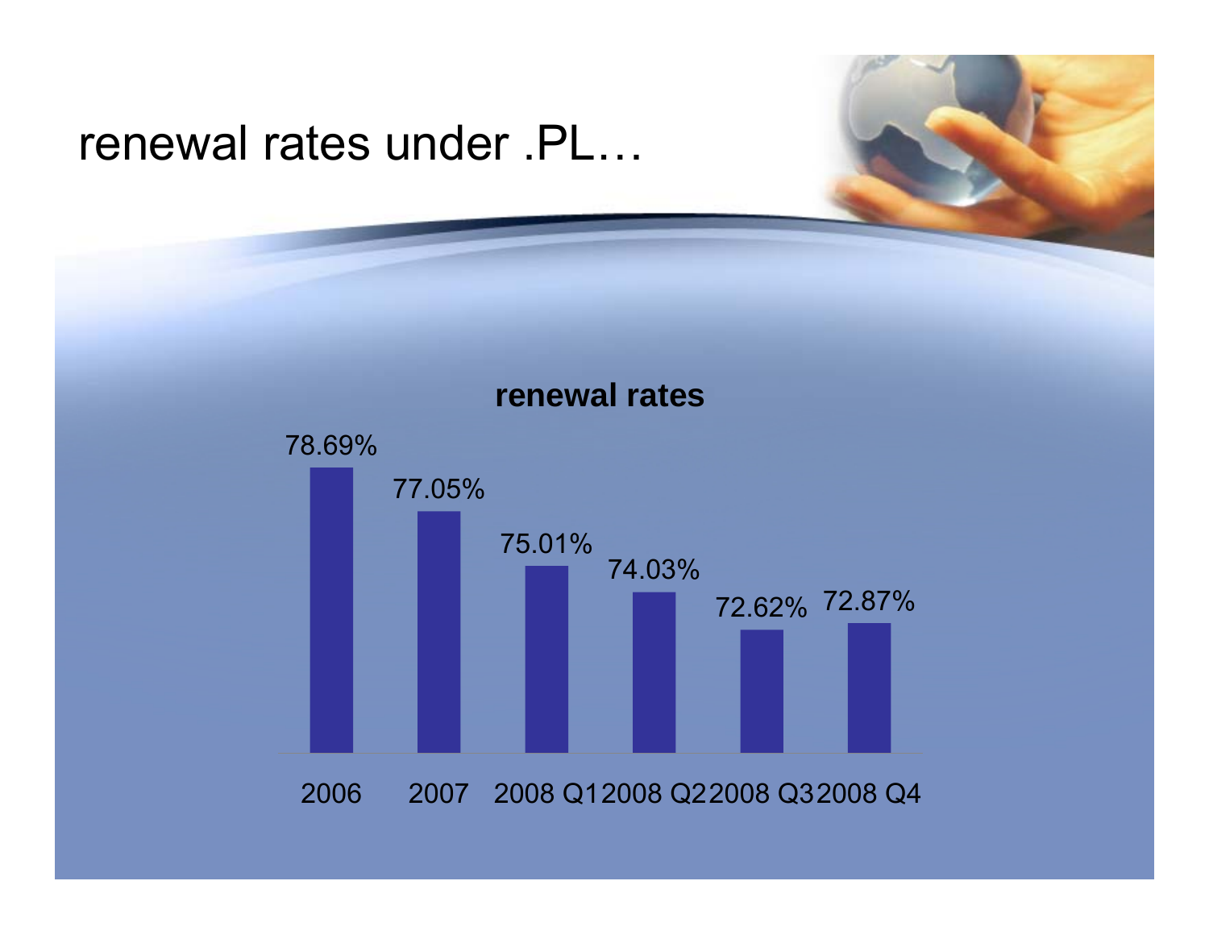# renewal rates under .PL…

**renewal rates**

| 2006 | 2007 | 2008 Q1 | 2008 Q2 | 2008 Q3 | 2008 Q4 |
|---|---|---|---|---|---|
| 78.69% | 77.05% | 75.01% | 74.03% | 72.62% | 72.87% |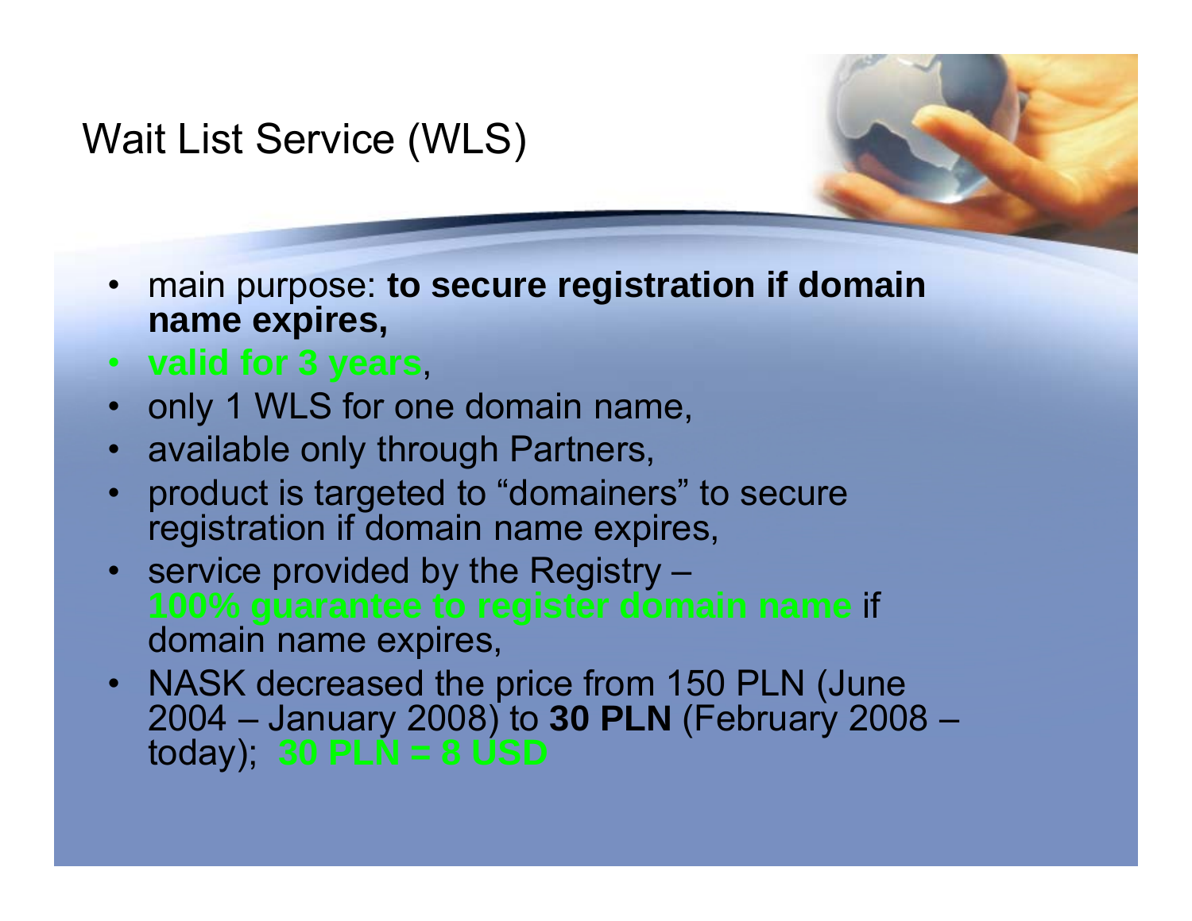# Wait List Service (WLS)

- main purpose: **to secure registration if domain name expires,**
- **valid for 3 years**,
- only 1 WLS for one domain name,
- available only through Partners,
- product is targeted to "domainers" to secure registration if domain name expires,
- service provided by the Registry – **100% guarantee to register domain name** if domain name expires,
- NASK decreased the price from 150 PLN (June 2004 – January 2008) to **30 PLN** (February 2008 – today); **30 PLN = 8 USD**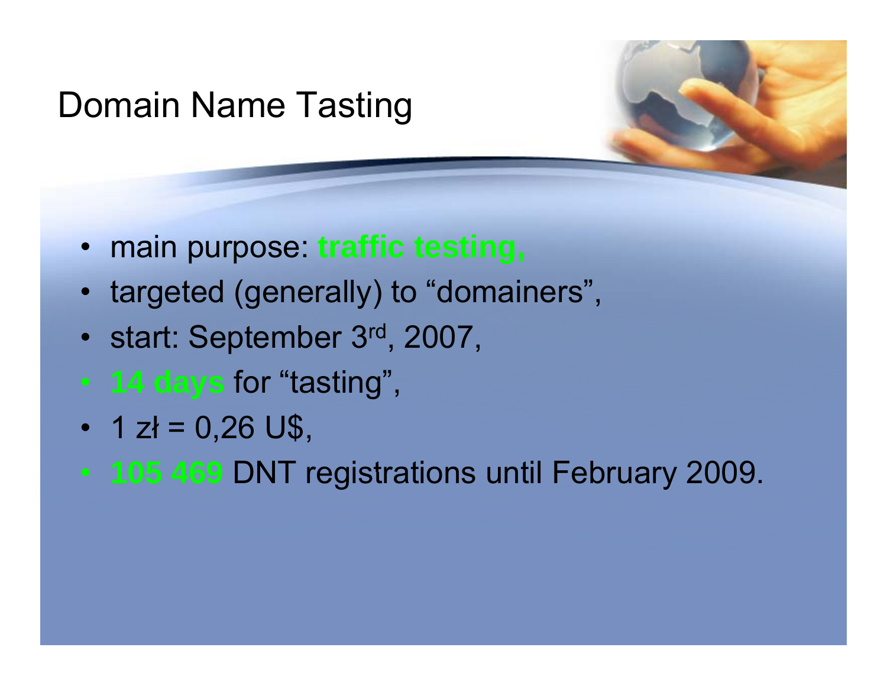# Domain Name Tasting

- main purpose: **traffic testing,**
- targeted (generally) to “domainers”,
- start: September 3rd, 2007,
- **14 days** for “tasting”,
- 1 zł = 0,26 U$,
- **105 469** DNT registrations until February 2009.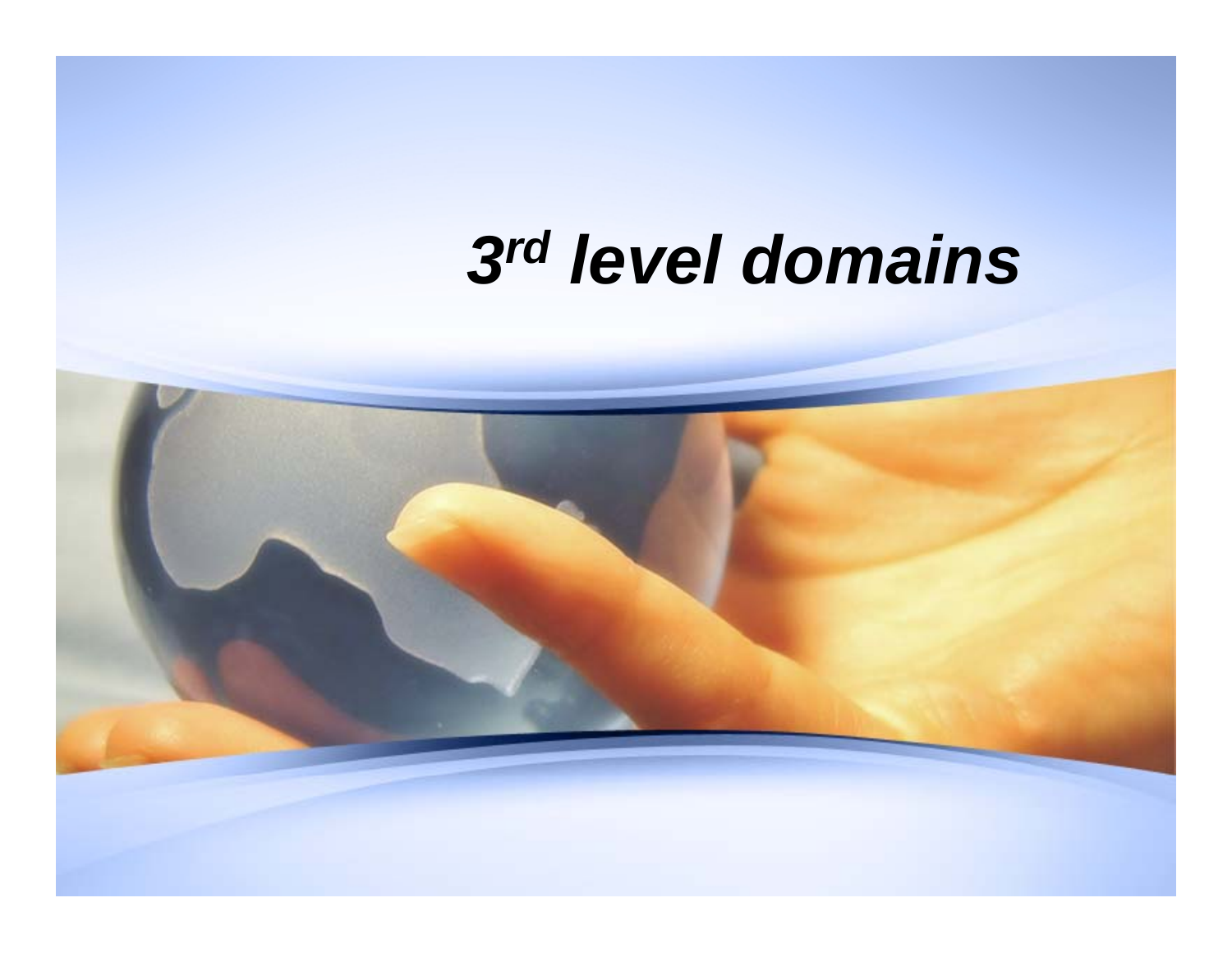# *3rd level domains*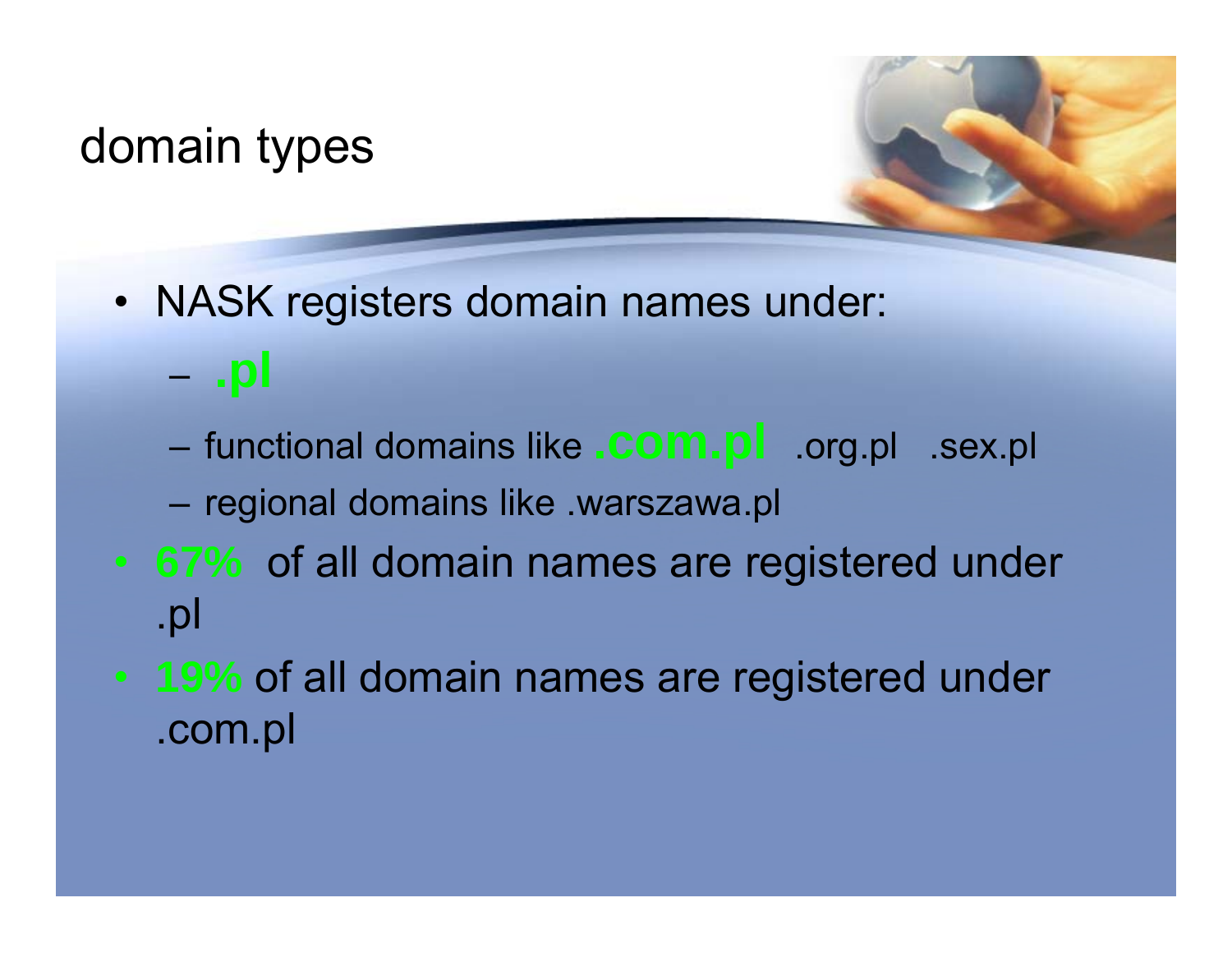# domain types

- NASK registers domain names under:
  - **.pl**
  - functional domains like **.com.pl** .org.pl .sex.pl
  - regional domains like .warszawa.pl
- **67%** of all domain names are registered under .pl
- **19%** of all domain names are registered under .com.pl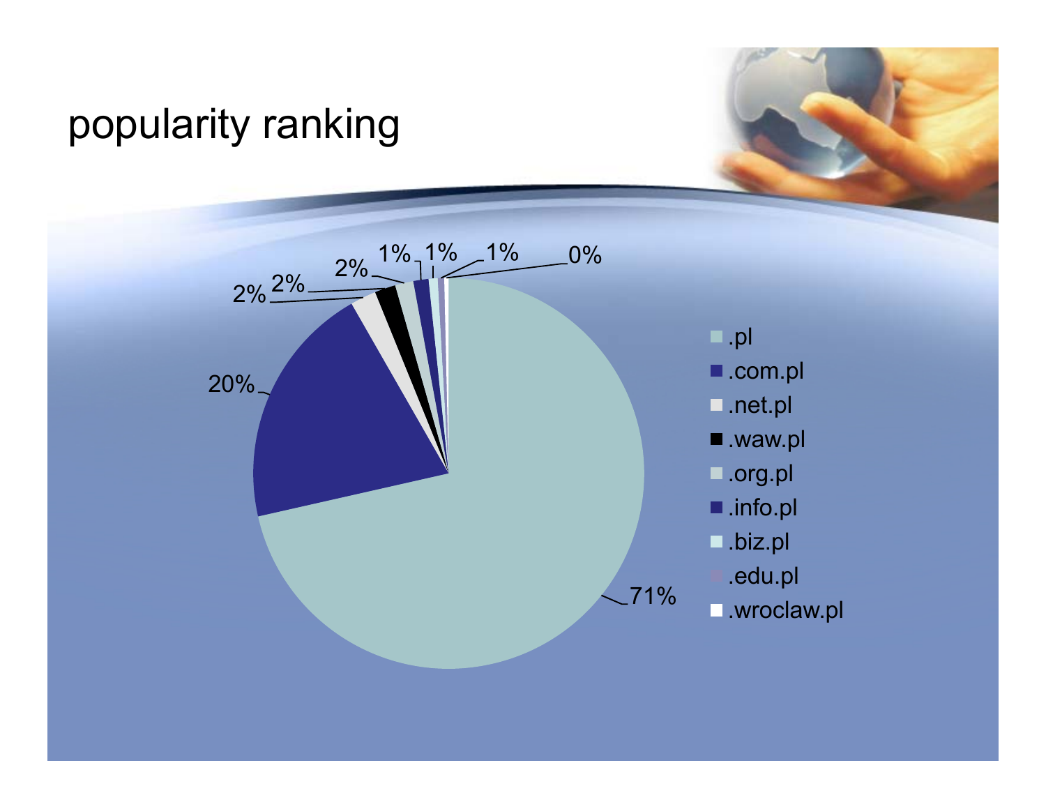# popularity ranking

| Domain | Share |
| --- | --- |
| .pl | 71% |
| .com.pl | 20% |
| .net.pl | 2% |
| .waw.pl | 2% |
| .org.pl | 2% |
| .info.pl | 1% |
| .biz.pl | 1% |
| .edu.pl | 1% |
| .wroclaw.pl | 0% |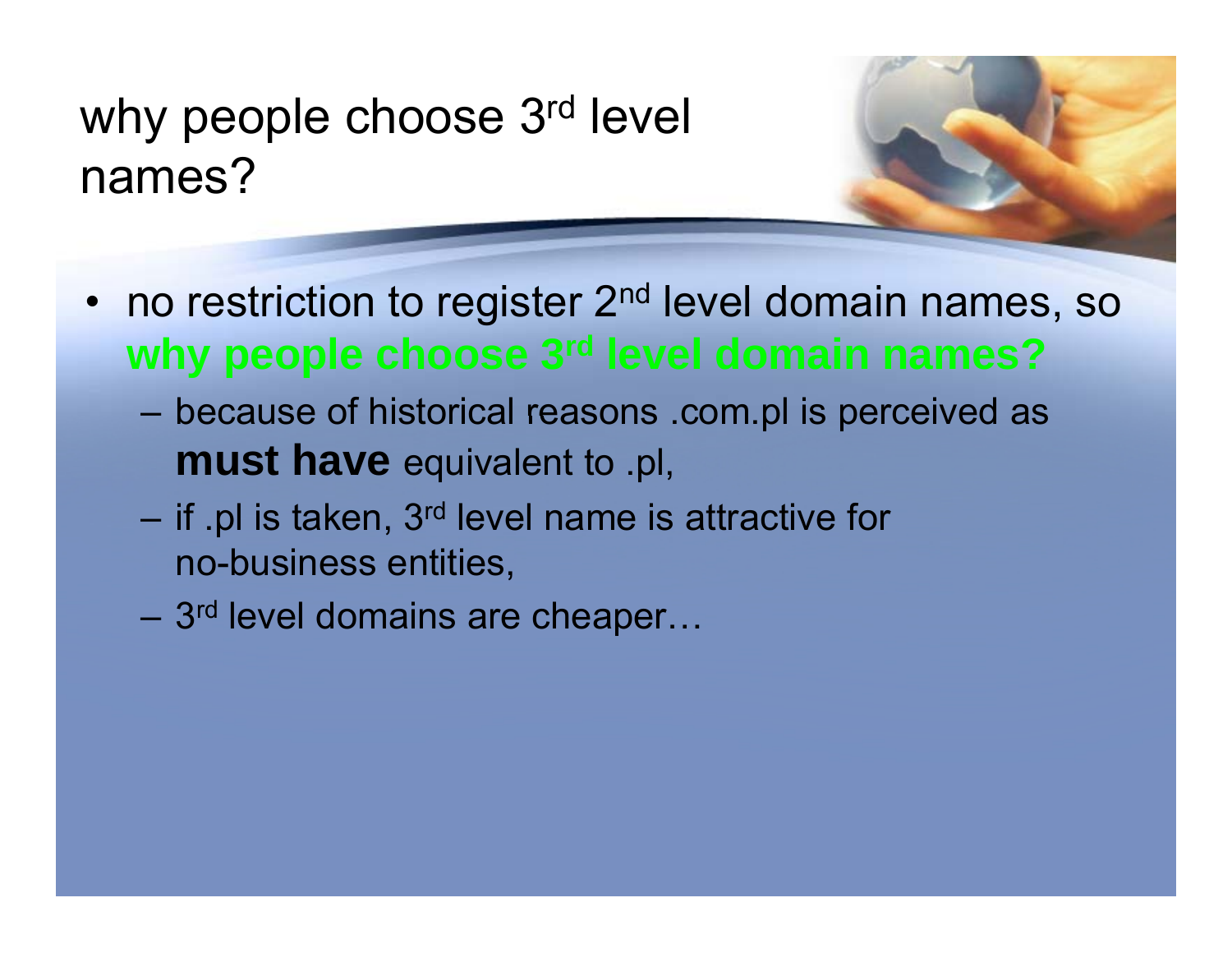# why people choose 3rd level names?

- no restriction to register 2nd level domain names, so **why people choose 3rd level domain names?**
  - because of historical reasons .com.pl is perceived as **must have** equivalent to .pl,
  - if .pl is taken, 3rd level name is attractive for no-business entities,
  - 3rd level domains are cheaper…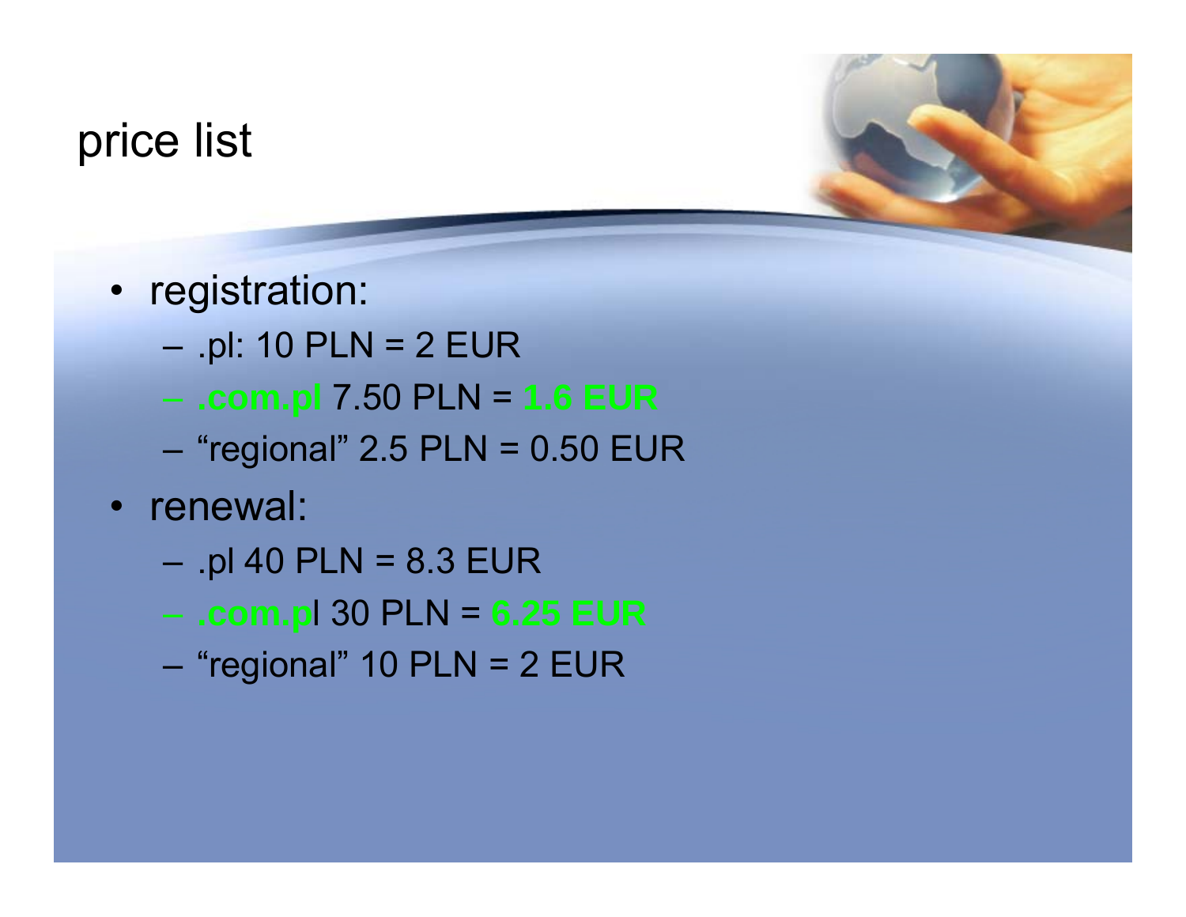# price list

- registration:
  - .pl: 10 PLN = 2 EUR
  - **.com.pl** 7.50 PLN = **1.6 EUR**
  - “regional” 2.5 PLN = 0.50 EUR
- renewal:
  - .pl 40 PLN = 8.3 EUR
  - **.com.pl** 30 PLN = **6.25 EUR**
  - “regional” 10 PLN = 2 EUR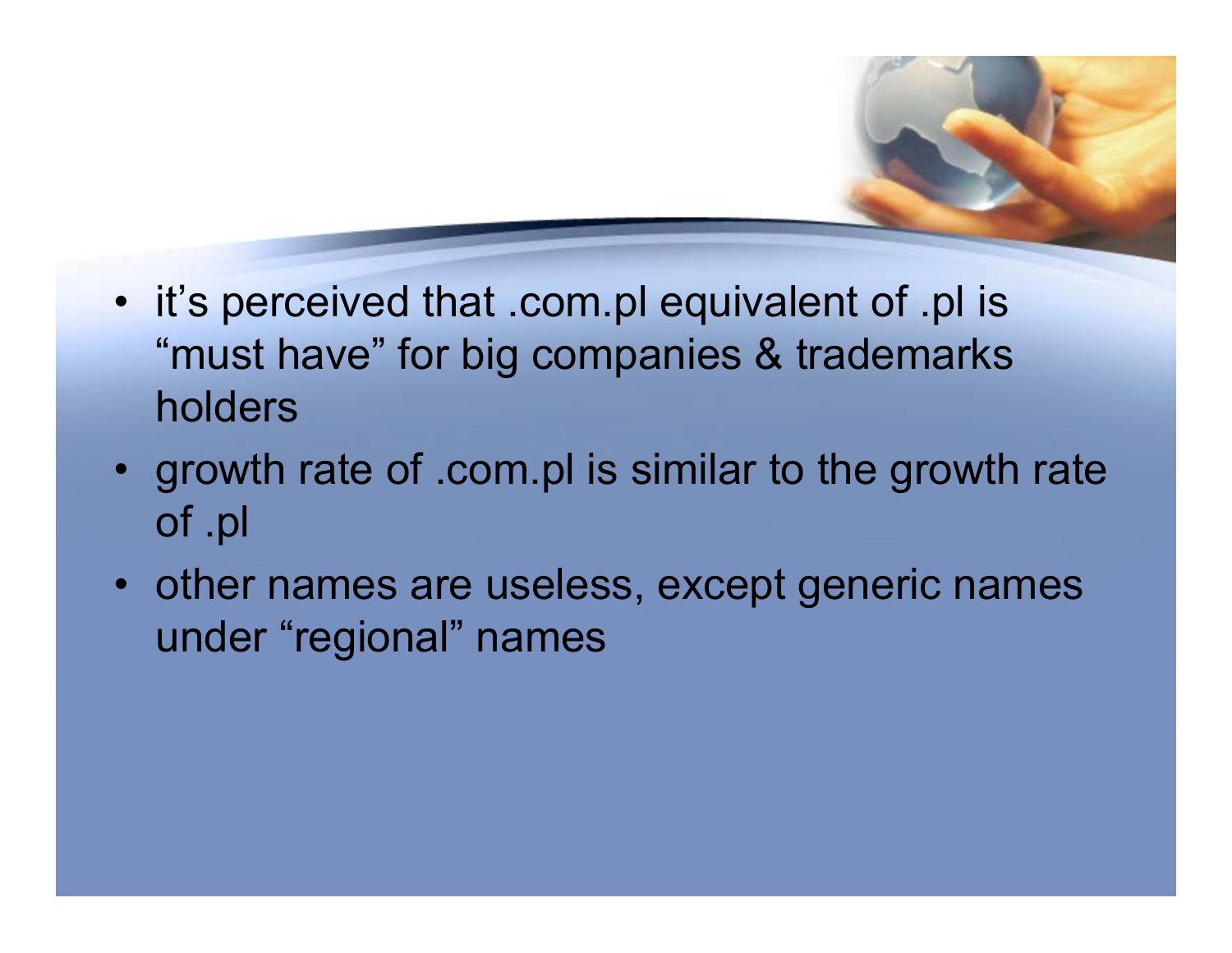- it’s perceived that .com.pl equivalent of .pl is “must have” for big companies & trademarks holders
- growth rate of .com.pl is similar to the growth rate of .pl
- other names are useless, except generic names under “regional” names